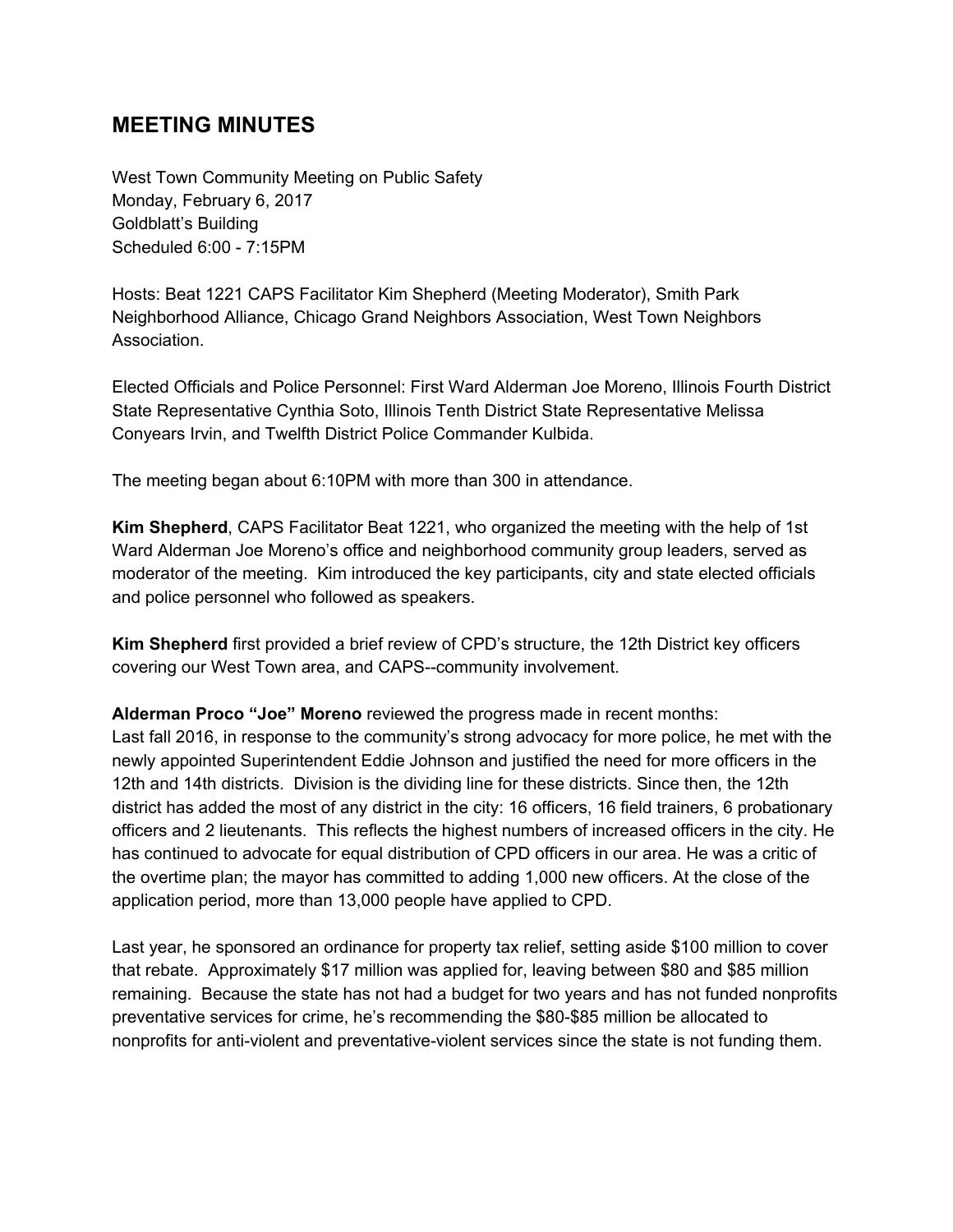## MEETING MINUTES

West Town Community Meeting on Public Safety
Monday, February 6, 2017
Goldblatt's Building
Scheduled 6:00 - 7:15PM

Hosts: Beat 1221 CAPS Facilitator Kim Shepherd (Meeting Moderator), Smith Park Neighborhood Alliance, Chicago Grand Neighbors Association, West Town Neighbors Association.

Elected Officials and Police Personnel: First Ward Alderman Joe Moreno, Illinois Fourth District State Representative Cynthia Soto, Illinois Tenth District State Representative Melissa Conyears Irvin, and Twelfth District Police Commander Kulbida.

The meeting began about 6:10PM with more than 300 in attendance.

**Kim Shepherd**, CAPS Facilitator Beat 1221, who organized the meeting with the help of 1st Ward Alderman Joe Moreno's office and neighborhood community group leaders, served as moderator of the meeting. Kim introduced the key participants, city and state elected officials and police personnel who followed as speakers.

**Kim Shepherd** first provided a brief review of CPD's structure, the 12th District key officers covering our West Town area, and CAPS--community involvement.

**Alderman Proco "Joe" Moreno** reviewed the progress made in recent months:
Last fall 2016, in response to the community's strong advocacy for more police, he met with the newly appointed Superintendent Eddie Johnson and justified the need for more officers in the 12th and 14th districts. Division is the dividing line for these districts. Since then, the 12th district has added the most of any district in the city: 16 officers, 16 field trainers, 6 probationary officers and 2 lieutenants. This reflects the highest numbers of increased officers in the city. He has continued to advocate for equal distribution of CPD officers in our area. He was a critic of the overtime plan; the mayor has committed to adding 1,000 new officers. At the close of the application period, more than 13,000 people have applied to CPD.

Last year, he sponsored an ordinance for property tax relief, setting aside $100 million to cover that rebate. Approximately $17 million was applied for, leaving between $80 and $85 million remaining. Because the state has not had a budget for two years and has not funded nonprofits preventative services for crime, he's recommending the $80-$85 million be allocated to nonprofits for anti-violent and preventative-violent services since the state is not funding them.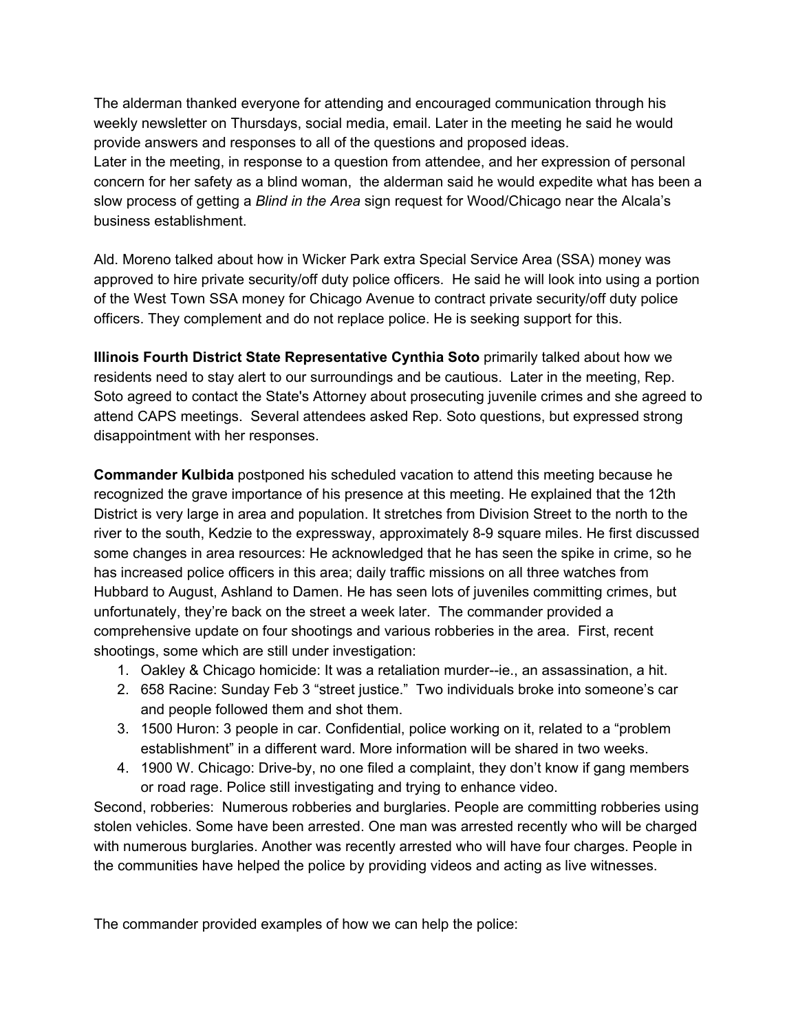The alderman thanked everyone for attending and encouraged communication through his weekly newsletter on Thursdays, social media, email. Later in the meeting he said he would provide answers and responses to all of the questions and proposed ideas.
Later in the meeting, in response to a question from attendee, and her expression of personal concern for her safety as a blind woman, the alderman said he would expedite what has been a slow process of getting a *Blind in the Area* sign request for Wood/Chicago near the Alcala's business establishment.

Ald. Moreno talked about how in Wicker Park extra Special Service Area (SSA) money was approved to hire private security/off duty police officers. He said he will look into using a portion of the West Town SSA money for Chicago Avenue to contract private security/off duty police officers. They complement and do not replace police. He is seeking support for this.

**Illinois Fourth District State Representative Cynthia Soto** primarily talked about how we residents need to stay alert to our surroundings and be cautious. Later in the meeting, Rep. Soto agreed to contact the State's Attorney about prosecuting juvenile crimes and she agreed to attend CAPS meetings. Several attendees asked Rep. Soto questions, but expressed strong disappointment with her responses.

**Commander Kulbida** postponed his scheduled vacation to attend this meeting because he recognized the grave importance of his presence at this meeting. He explained that the 12th District is very large in area and population. It stretches from Division Street to the north to the river to the south, Kedzie to the expressway, approximately 8-9 square miles. He first discussed some changes in area resources: He acknowledged that he has seen the spike in crime, so he has increased police officers in this area; daily traffic missions on all three watches from Hubbard to August, Ashland to Damen. He has seen lots of juveniles committing crimes, but unfortunately, they're back on the street a week later. The commander provided a comprehensive update on four shootings and various robberies in the area. First, recent shootings, some which are still under investigation:

1. Oakley & Chicago homicide: It was a retaliation murder--ie., an assassination, a hit.
2. 658 Racine: Sunday Feb 3 "street justice." Two individuals broke into someone's car and people followed them and shot them.
3. 1500 Huron: 3 people in car. Confidential, police working on it, related to a "problem establishment" in a different ward. More information will be shared in two weeks.
4. 1900 W. Chicago: Drive-by, no one filed a complaint, they don't know if gang members or road rage. Police still investigating and trying to enhance video.

Second, robberies: Numerous robberies and burglaries. People are committing robberies using stolen vehicles. Some have been arrested. One man was arrested recently who will be charged with numerous burglaries. Another was recently arrested who will have four charges. People in the communities have helped the police by providing videos and acting as live witnesses.

The commander provided examples of how we can help the police: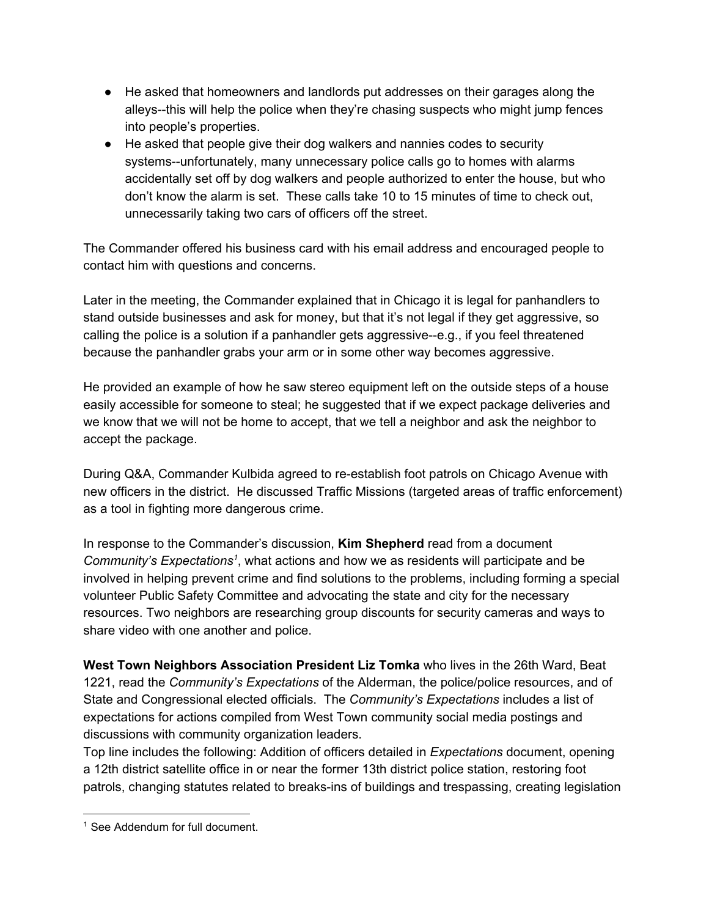- He asked that homeowners and landlords put addresses on their garages along the alleys--this will help the police when they're chasing suspects who might jump fences into people's properties.
- He asked that people give their dog walkers and nannies codes to security systems--unfortunately, many unnecessary police calls go to homes with alarms accidentally set off by dog walkers and people authorized to enter the house, but who don't know the alarm is set. These calls take 10 to 15 minutes of time to check out, unnecessarily taking two cars of officers off the street.

The Commander offered his business card with his email address and encouraged people to contact him with questions and concerns.

Later in the meeting, the Commander explained that in Chicago it is legal for panhandlers to stand outside businesses and ask for money, but that it's not legal if they get aggressive, so calling the police is a solution if a panhandler gets aggressive--e.g., if you feel threatened because the panhandler grabs your arm or in some other way becomes aggressive.

He provided an example of how he saw stereo equipment left on the outside steps of a house easily accessible for someone to steal; he suggested that if we expect package deliveries and we know that we will not be home to accept, that we tell a neighbor and ask the neighbor to accept the package.

During Q&A, Commander Kulbida agreed to re-establish foot patrols on Chicago Avenue with new officers in the district. He discussed Traffic Missions (targeted areas of traffic enforcement) as a tool in fighting more dangerous crime.

In response to the Commander's discussion, **Kim Shepherd** read from a document *Community's Expectations*[1], what actions and how we as residents will participate and be involved in helping prevent crime and find solutions to the problems, including forming a special volunteer Public Safety Committee and advocating the state and city for the necessary resources. Two neighbors are researching group discounts for security cameras and ways to share video with one another and police.

**West Town Neighbors Association President Liz Tomka** who lives in the 26th Ward, Beat 1221, read the *Community's Expectations* of the Alderman, the police/police resources, and of State and Congressional elected officials. The *Community's Expectations* includes a list of expectations for actions compiled from West Town community social media postings and discussions with community organization leaders.
Top line includes the following: Addition of officers detailed in *Expectations* document, opening a 12th district satellite office in or near the former 13th district police station, restoring foot patrols, changing statutes related to breaks-ins of buildings and trespassing, creating legislation

[1] See Addendum for full document.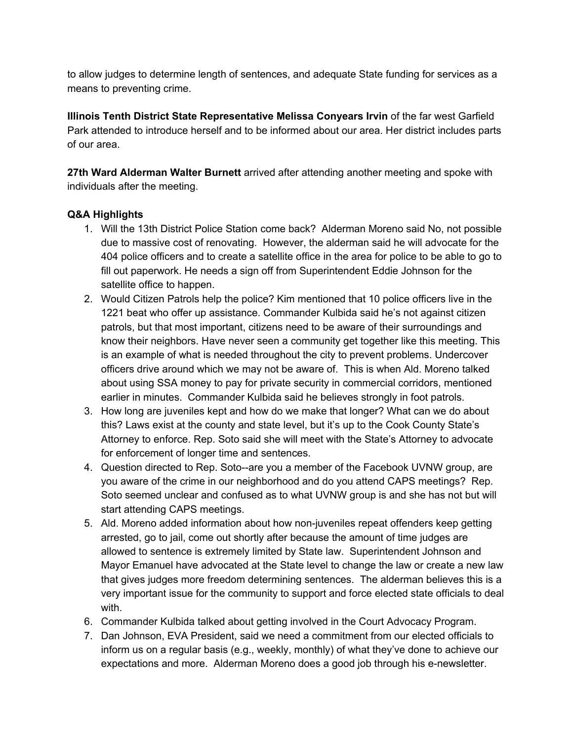to allow judges to determine length of sentences, and adequate State funding for services as a means to preventing crime.

**Illinois Tenth District State Representative Melissa Conyears Irvin** of the far west Garfield Park attended to introduce herself and to be informed about our area. Her district includes parts of our area.

**27th Ward Alderman Walter Burnett** arrived after attending another meeting and spoke with individuals after the meeting.

### Q&A Highlights

1. Will the 13th District Police Station come back? Alderman Moreno said No, not possible due to massive cost of renovating. However, the alderman said he will advocate for the 404 police officers and to create a satellite office in the area for police to be able to go to fill out paperwork. He needs a sign off from Superintendent Eddie Johnson for the satellite office to happen.
2. Would Citizen Patrols help the police? Kim mentioned that 10 police officers live in the 1221 beat who offer up assistance. Commander Kulbida said he's not against citizen patrols, but that most important, citizens need to be aware of their surroundings and know their neighbors. Have never seen a community get together like this meeting. This is an example of what is needed throughout the city to prevent problems. Undercover officers drive around which we may not be aware of. This is when Ald. Moreno talked about using SSA money to pay for private security in commercial corridors, mentioned earlier in minutes. Commander Kulbida said he believes strongly in foot patrols.
3. How long are juveniles kept and how do we make that longer? What can we do about this? Laws exist at the county and state level, but it's up to the Cook County State's Attorney to enforce. Rep. Soto said she will meet with the State's Attorney to advocate for enforcement of longer time and sentences.
4. Question directed to Rep. Soto--are you a member of the Facebook UVNW group, are you aware of the crime in our neighborhood and do you attend CAPS meetings? Rep. Soto seemed unclear and confused as to what UVNW group is and she has not but will start attending CAPS meetings.
5. Ald. Moreno added information about how non-juveniles repeat offenders keep getting arrested, go to jail, come out shortly after because the amount of time judges are allowed to sentence is extremely limited by State law. Superintendent Johnson and Mayor Emanuel have advocated at the State level to change the law or create a new law that gives judges more freedom determining sentences. The alderman believes this is a very important issue for the community to support and force elected state officials to deal with.
6. Commander Kulbida talked about getting involved in the Court Advocacy Program.
7. Dan Johnson, EVA President, said we need a commitment from our elected officials to inform us on a regular basis (e.g., weekly, monthly) of what they've done to achieve our expectations and more. Alderman Moreno does a good job through his e-newsletter.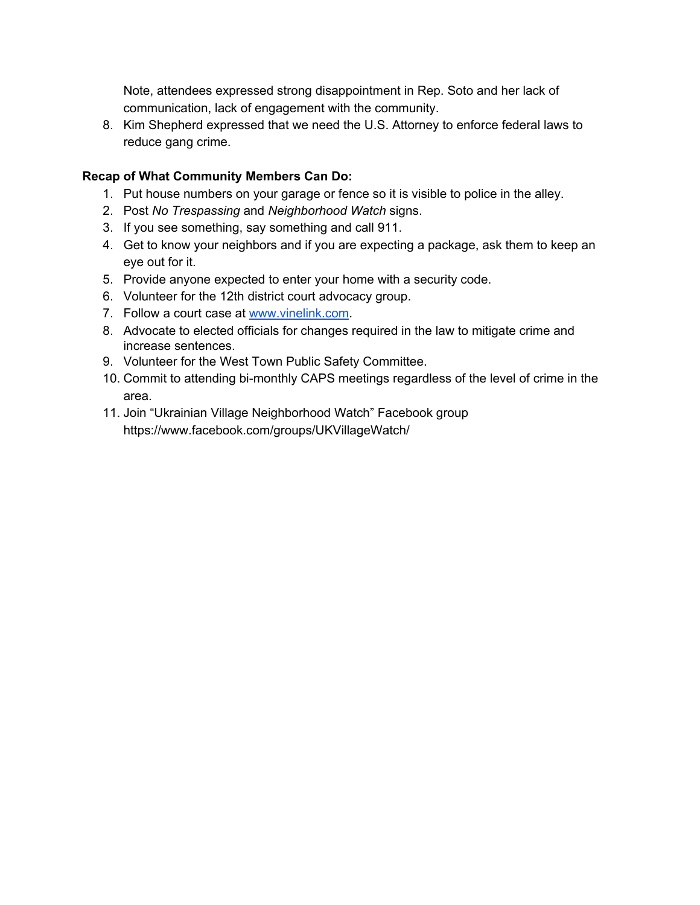Note, attendees expressed strong disappointment in Rep. Soto and her lack of communication, lack of engagement with the community.

8. Kim Shepherd expressed that we need the U.S. Attorney to enforce federal laws to reduce gang crime.

**Recap of What Community Members Can Do:**

1. Put house numbers on your garage or fence so it is visible to police in the alley.
2. Post *No Trespassing* and *Neighborhood Watch* signs.
3. If you see something, say something and call 911.
4. Get to know your neighbors and if you are expecting a package, ask them to keep an eye out for it.
5. Provide anyone expected to enter your home with a security code.
6. Volunteer for the 12th district court advocacy group.
7. Follow a court case at [www.vinelink.com](http://www.vinelink.com).
8. Advocate to elected officials for changes required in the law to mitigate crime and increase sentences.
9. Volunteer for the West Town Public Safety Committee.
10. Commit to attending bi-monthly CAPS meetings regardless of the level of crime in the area.
11. Join "Ukrainian Village Neighborhood Watch" Facebook group https://www.facebook.com/groups/UKVillageWatch/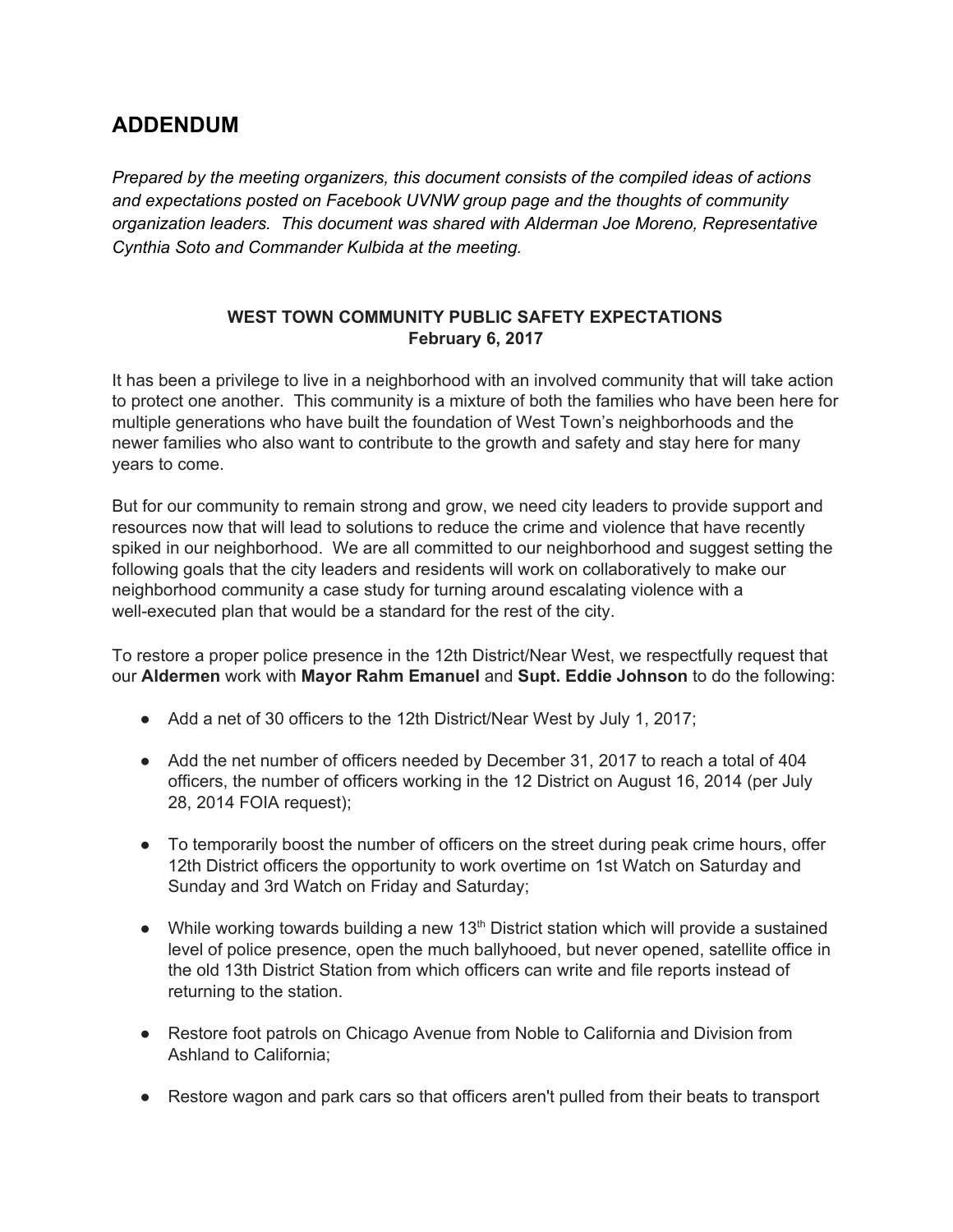## ADDENDUM

*Prepared by the meeting organizers, this document consists of the compiled ideas of actions and expectations posted on Facebook UVNW group page and the thoughts of community organization leaders. This document was shared with Alderman Joe Moreno, Representative Cynthia Soto and Commander Kulbida at the meeting.*

### WEST TOWN COMMUNITY PUBLIC SAFETY EXPECTATIONS
### February 6, 2017

It has been a privilege to live in a neighborhood with an involved community that will take action to protect one another. This community is a mixture of both the families who have been here for multiple generations who have built the foundation of West Town's neighborhoods and the newer families who also want to contribute to the growth and safety and stay here for many years to come.

But for our community to remain strong and grow, we need city leaders to provide support and resources now that will lead to solutions to reduce the crime and violence that have recently spiked in our neighborhood. We are all committed to our neighborhood and suggest setting the following goals that the city leaders and residents will work on collaboratively to make our neighborhood community a case study for turning around escalating violence with a well-executed plan that would be a standard for the rest of the city.

To restore a proper police presence in the 12th District/Near West, we respectfully request that our **Aldermen** work with **Mayor Rahm Emanuel** and **Supt. Eddie Johnson** to do the following:

- Add a net of 30 officers to the 12th District/Near West by July 1, 2017;
- Add the net number of officers needed by December 31, 2017 to reach a total of 404 officers, the number of officers working in the 12 District on August 16, 2014 (per July 28, 2014 FOIA request);
- To temporarily boost the number of officers on the street during peak crime hours, offer 12th District officers the opportunity to work overtime on 1st Watch on Saturday and Sunday and 3rd Watch on Friday and Saturday;
- While working towards building a new 13th District station which will provide a sustained level of police presence, open the much ballyhooed, but never opened, satellite office in the old 13th District Station from which officers can write and file reports instead of returning to the station.
- Restore foot patrols on Chicago Avenue from Noble to California and Division from Ashland to California;
- Restore wagon and park cars so that officers aren't pulled from their beats to transport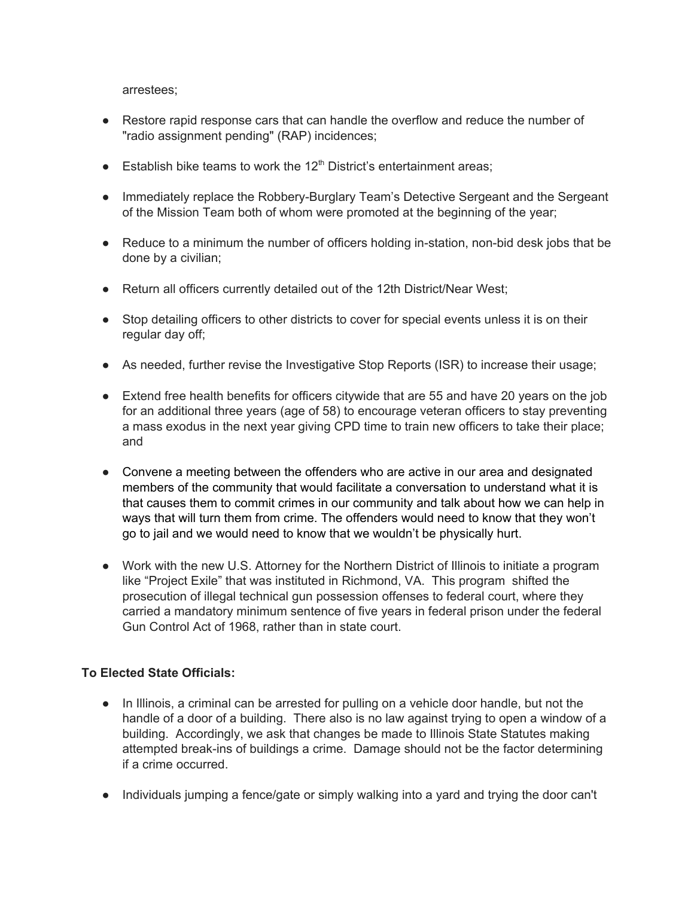arrestees;

- Restore rapid response cars that can handle the overflow and reduce the number of "radio assignment pending" (RAP) incidences;

- Establish bike teams to work the 12th District's entertainment areas;

- Immediately replace the Robbery-Burglary Team's Detective Sergeant and the Sergeant of the Mission Team both of whom were promoted at the beginning of the year;

- Reduce to a minimum the number of officers holding in-station, non-bid desk jobs that be done by a civilian;

- Return all officers currently detailed out of the 12th District/Near West;

- Stop detailing officers to other districts to cover for special events unless it is on their regular day off;

- As needed, further revise the Investigative Stop Reports (ISR) to increase their usage;

- Extend free health benefits for officers citywide that are 55 and have 20 years on the job for an additional three years (age of 58) to encourage veteran officers to stay preventing a mass exodus in the next year giving CPD time to train new officers to take their place; and

- Convene a meeting between the offenders who are active in our area and designated members of the community that would facilitate a conversation to understand what it is that causes them to commit crimes in our community and talk about how we can help in ways that will turn them from crime. The offenders would need to know that they won't go to jail and we would need to know that we wouldn't be physically hurt.

- Work with the new U.S. Attorney for the Northern District of Illinois to initiate a program like "Project Exile" that was instituted in Richmond, VA. This program shifted the prosecution of illegal technical gun possession offenses to federal court, where they carried a mandatory minimum sentence of five years in federal prison under the federal Gun Control Act of 1968, rather than in state court.

**To Elected State Officials:**

- In Illinois, a criminal can be arrested for pulling on a vehicle door handle, but not the handle of a door of a building. There also is no law against trying to open a window of a building. Accordingly, we ask that changes be made to Illinois State Statutes making attempted break-ins of buildings a crime. Damage should not be the factor determining if a crime occurred.

- Individuals jumping a fence/gate or simply walking into a yard and trying the door can't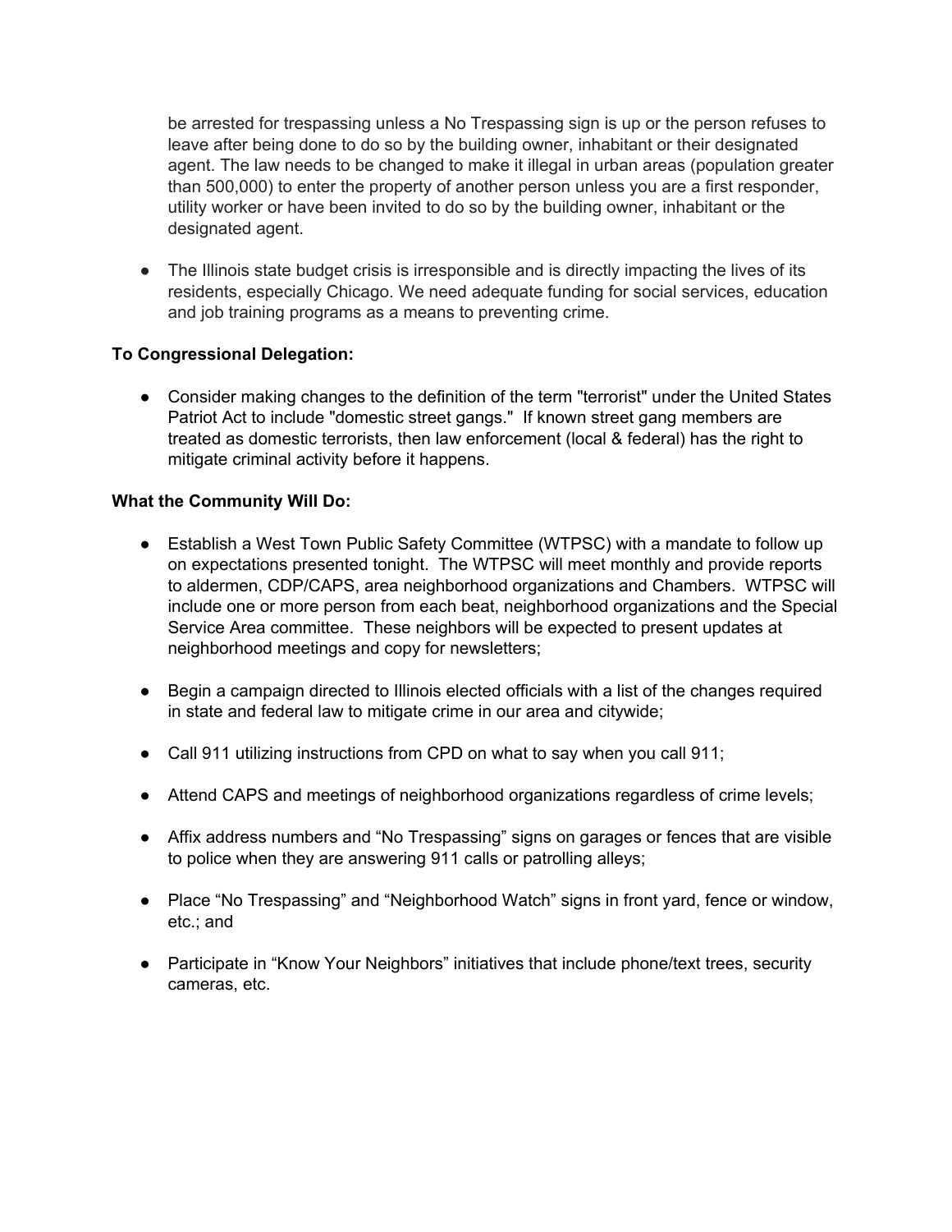be arrested for trespassing unless a No Trespassing sign is up or the person refuses to leave after being done to do so by the building owner, inhabitant or their designated agent. The law needs to be changed to make it illegal in urban areas (population greater than 500,000) to enter the property of another person unless you are a first responder, utility worker or have been invited to do so by the building owner, inhabitant or the designated agent.

- The Illinois state budget crisis is irresponsible and is directly impacting the lives of its residents, especially Chicago. We need adequate funding for social services, education and job training programs as a means to preventing crime.

**To Congressional Delegation:**

- Consider making changes to the definition of the term "terrorist" under the United States Patriot Act to include "domestic street gangs." If known street gang members are treated as domestic terrorists, then law enforcement (local & federal) has the right to mitigate criminal activity before it happens.

**What the Community Will Do:**

- Establish a West Town Public Safety Committee (WTPSC) with a mandate to follow up on expectations presented tonight. The WTPSC will meet monthly and provide reports to aldermen, CDP/CAPS, area neighborhood organizations and Chambers. WTPSC will include one or more person from each beat, neighborhood organizations and the Special Service Area committee. These neighbors will be expected to present updates at neighborhood meetings and copy for newsletters;

- Begin a campaign directed to Illinois elected officials with a list of the changes required in state and federal law to mitigate crime in our area and citywide;

- Call 911 utilizing instructions from CPD on what to say when you call 911;

- Attend CAPS and meetings of neighborhood organizations regardless of crime levels;

- Affix address numbers and “No Trespassing” signs on garages or fences that are visible to police when they are answering 911 calls or patrolling alleys;

- Place “No Trespassing” and “Neighborhood Watch” signs in front yard, fence or window, etc.; and

- Participate in “Know Your Neighbors” initiatives that include phone/text trees, security cameras, etc.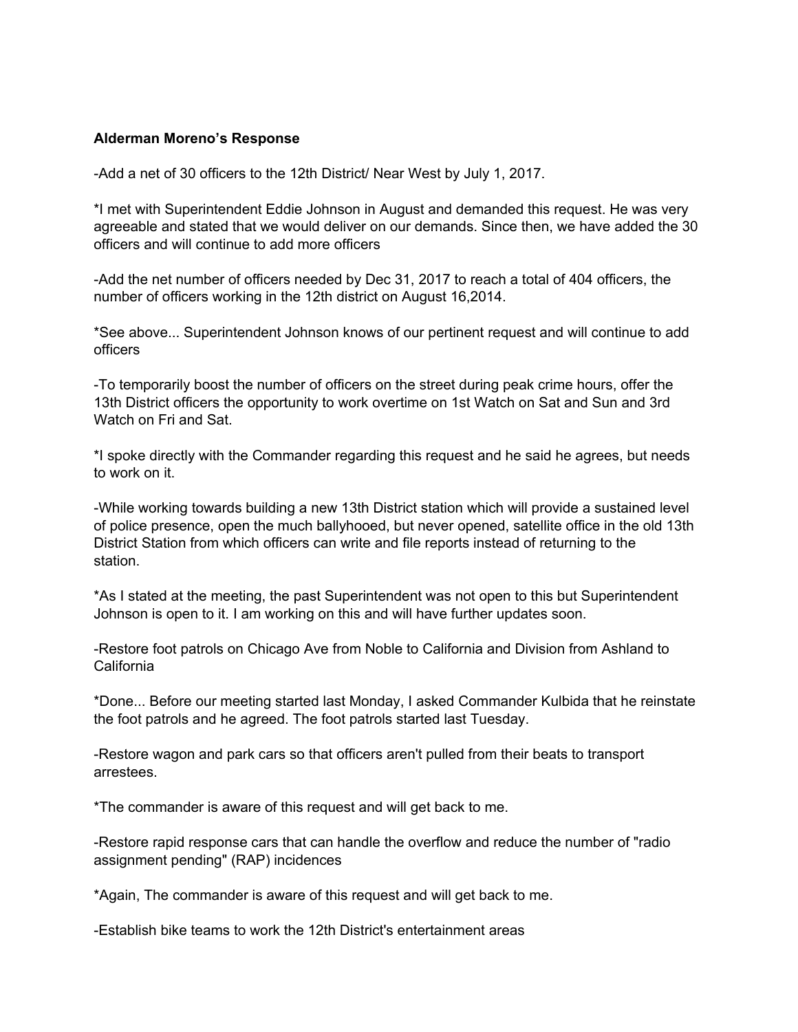**Alderman Moreno's Response**

-Add a net of 30 officers to the 12th District/ Near West by July 1, 2017.

*I met with Superintendent Eddie Johnson in August and demanded this request. He was very agreeable and stated that we would deliver on our demands. Since then, we have added the 30 officers and will continue to add more officers

-Add the net number of officers needed by Dec 31, 2017 to reach a total of 404 officers, the number of officers working in the 12th district on August 16,2014.

*See above... Superintendent Johnson knows of our pertinent request and will continue to add officers

-To temporarily boost the number of officers on the street during peak crime hours, offer the 13th District officers the opportunity to work overtime on 1st Watch on Sat and Sun and 3rd Watch on Fri and Sat.

*I spoke directly with the Commander regarding this request and he said he agrees, but needs to work on it.

-While working towards building a new 13th District station which will provide a sustained level of police presence, open the much ballyhooed, but never opened, satellite office in the old 13th District Station from which officers can write and file reports instead of returning to the station.

*As I stated at the meeting, the past Superintendent was not open to this but Superintendent Johnson is open to it. I am working on this and will have further updates soon.

-Restore foot patrols on Chicago Ave from Noble to California and Division from Ashland to California

*Done... Before our meeting started last Monday, I asked Commander Kulbida that he reinstate the foot patrols and he agreed. The foot patrols started last Tuesday.

-Restore wagon and park cars so that officers aren't pulled from their beats to transport arrestees.

*The commander is aware of this request and will get back to me.

-Restore rapid response cars that can handle the overflow and reduce the number of "radio assignment pending" (RAP) incidences

*Again, The commander is aware of this request and will get back to me.

-Establish bike teams to work the 12th District's entertainment areas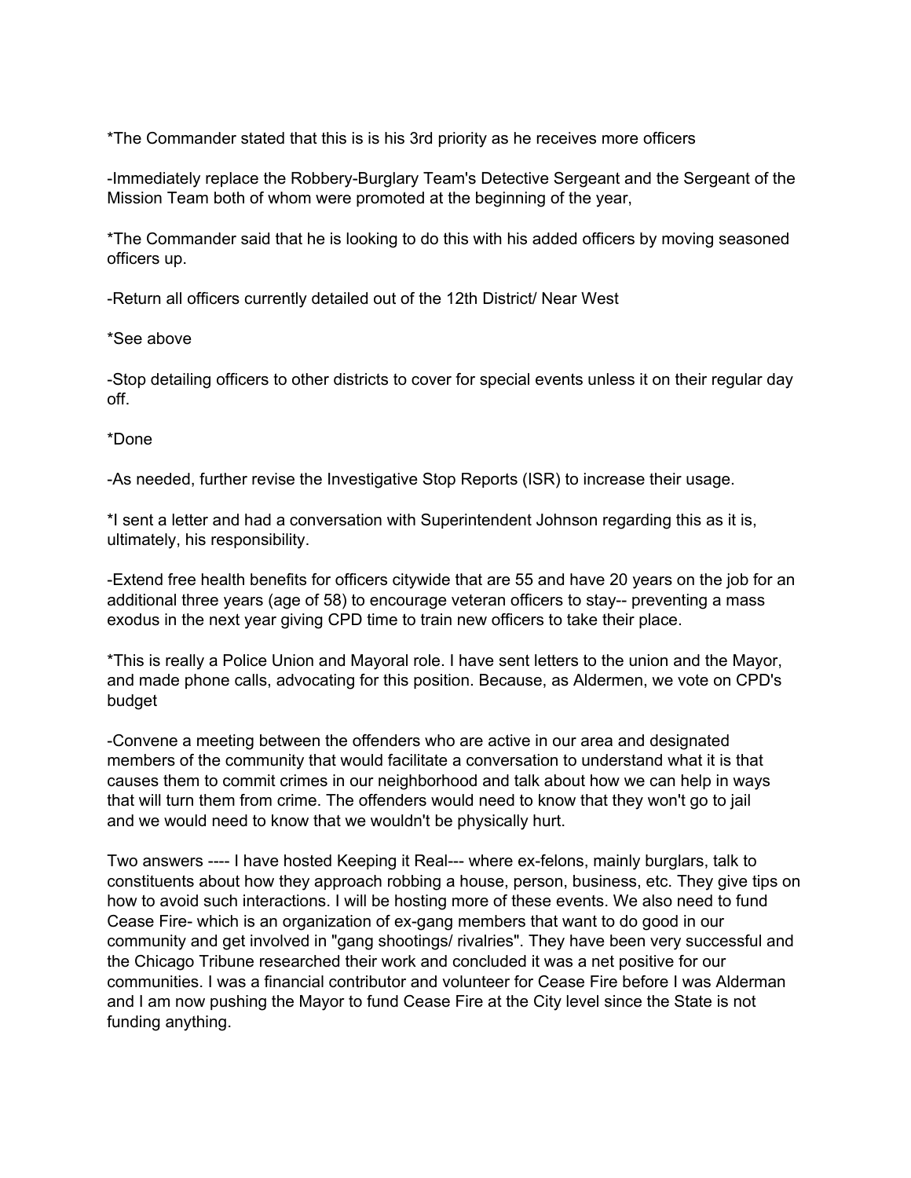*The Commander stated that this is is his 3rd priority as he receives more officers

-Immediately replace the Robbery-Burglary Team's Detective Sergeant and the Sergeant of the Mission Team both of whom were promoted at the beginning of the year,

*The Commander said that he is looking to do this with his added officers by moving seasoned officers up.

-Return all officers currently detailed out of the 12th District/ Near West

*See above

-Stop detailing officers to other districts to cover for special events unless it on their regular day off.

*Done

-As needed, further revise the Investigative Stop Reports (ISR) to increase their usage.

*I sent a letter and had a conversation with Superintendent Johnson regarding this as it is, ultimately, his responsibility.

-Extend free health benefits for officers citywide that are 55 and have 20 years on the job for an additional three years (age of 58) to encourage veteran officers to stay-- preventing a mass exodus in the next year giving CPD time to train new officers to take their place.

*This is really a Police Union and Mayoral role. I have sent letters to the union and the Mayor, and made phone calls, advocating for this position. Because, as Aldermen, we vote on CPD's budget

-Convene a meeting between the offenders who are active in our area and designated members of the community that would facilitate a conversation to understand what it is that causes them to commit crimes in our neighborhood and talk about how we can help in ways that will turn them from crime. The offenders would need to know that they won't go to jail and we would need to know that we wouldn't be physically hurt.

Two answers ---- I have hosted Keeping it Real--- where ex-felons, mainly burglars, talk to constituents about how they approach robbing a house, person, business, etc. They give tips on how to avoid such interactions. I will be hosting more of these events. We also need to fund Cease Fire- which is an organization of ex-gang members that want to do good in our community and get involved in "gang shootings/ rivalries". They have been very successful and the Chicago Tribune researched their work and concluded it was a net positive for our communities. I was a financial contributor and volunteer for Cease Fire before I was Alderman and I am now pushing the Mayor to fund Cease Fire at the City level since the State is not funding anything.